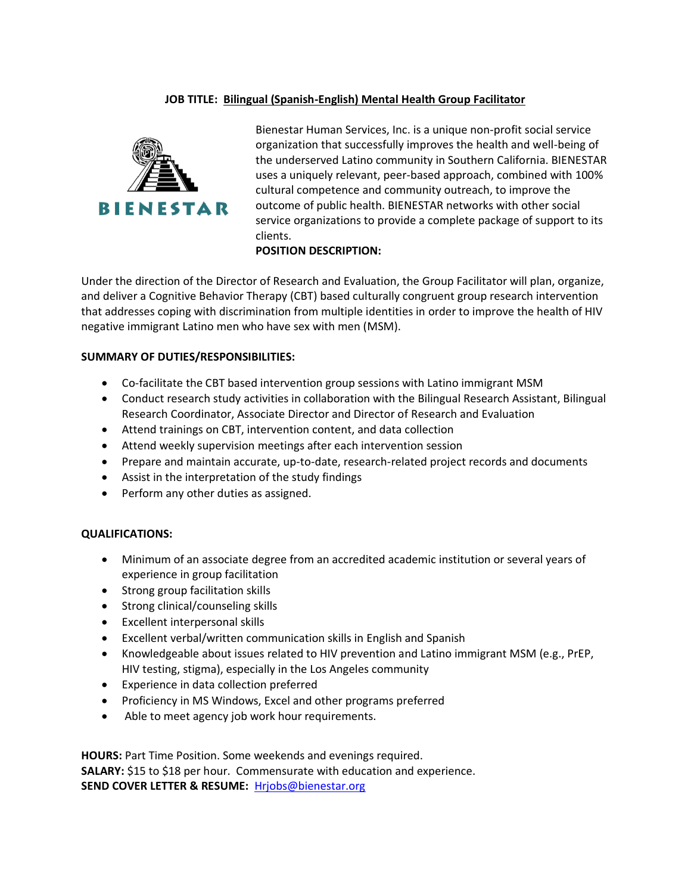**JOB TITLE: Bilingual (Spanish-English) Mental Health Group Facilitator**

BIENESTAR

Bienestar Human Services, Inc. is a unique non-profit social service organization that successfully improves the health and well-being of the underserved Latino community in Southern California. BIENESTAR uses a uniquely relevant, peer-based approach, combined with 100% cultural competence and community outreach, to improve the outcome of public health. BIENESTAR networks with other social service organizations to provide a complete package of support to its clients.

**POSITION DESCRIPTION:**

Under the direction of the Director of Research and Evaluation, the Group Facilitator will plan, organize, and deliver a Cognitive Behavior Therapy (CBT) based culturally congruent group research intervention that addresses coping with discrimination from multiple identities in order to improve the health of HIV negative immigrant Latino men who have sex with men (MSM).

**SUMMARY OF DUTIES/RESPONSIBILITIES:**

- Co-facilitate the CBT based intervention group sessions with Latino immigrant MSM
- Conduct research study activities in collaboration with the Bilingual Research Assistant, Bilingual Research Coordinator, Associate Director and Director of Research and Evaluation
- Attend trainings on CBT, intervention content, and data collection
- Attend weekly supervision meetings after each intervention session
- Prepare and maintain accurate, up-to-date, research-related project records and documents
- Assist in the interpretation of the study findings
- Perform any other duties as assigned.

**QUALIFICATIONS:**

- Minimum of an associate degree from an accredited academic institution or several years of experience in group facilitation
- Strong group facilitation skills
- Strong clinical/counseling skills
- Excellent interpersonal skills
- Excellent verbal/written communication skills in English and Spanish
- Knowledgeable about issues related to HIV prevention and Latino immigrant MSM (e.g., PrEP, HIV testing, stigma), especially in the Los Angeles community
- Experience in data collection preferred
- Proficiency in MS Windows, Excel and other programs preferred
- Able to meet agency job work hour requirements.

**HOURS:** Part Time Position. Some weekends and evenings required.
**SALARY:** $15 to $18 per hour. Commensurate with education and experience.
**SEND COVER LETTER & RESUME:** Hrjobs@bienestar.org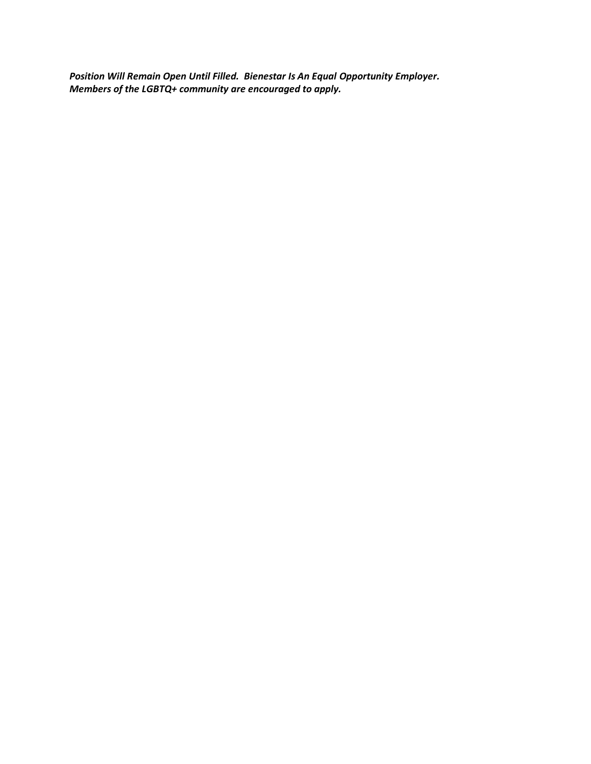***Position Will Remain Open Until Filled. Bienestar Is An Equal Opportunity Employer.***
***Members of the LGBTQ+ community are encouraged to apply.***